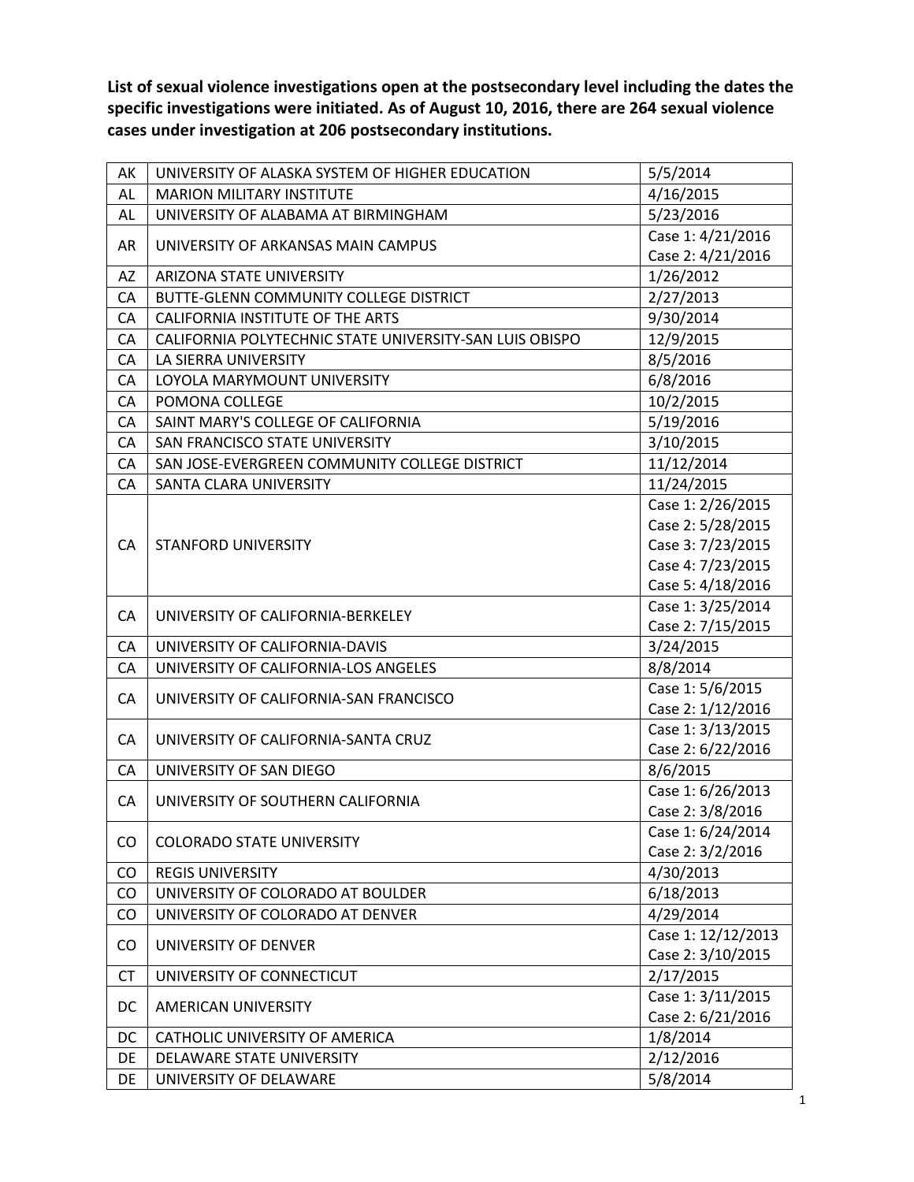**List of sexual violence investigations open at the postsecondary level including the dates the specific investigations were initiated. As of August 10, 2016, there are 264 sexual violence cases under investigation at 206 postsecondary institutions.**

| | | |
|---|---|---|
| AK | UNIVERSITY OF ALASKA SYSTEM OF HIGHER EDUCATION | 5/5/2014 |
| AL | MARION MILITARY INSTITUTE | 4/16/2015 |
| AL | UNIVERSITY OF ALABAMA AT BIRMINGHAM | 5/23/2016 |
| AR | UNIVERSITY OF ARKANSAS MAIN CAMPUS | Case 1: 4/21/2016<br>Case 2: 4/21/2016 |
| AZ | ARIZONA STATE UNIVERSITY | 1/26/2012 |
| CA | BUTTE-GLENN COMMUNITY COLLEGE DISTRICT | 2/27/2013 |
| CA | CALIFORNIA INSTITUTE OF THE ARTS | 9/30/2014 |
| CA | CALIFORNIA POLYTECHNIC STATE UNIVERSITY-SAN LUIS OBISPO | 12/9/2015 |
| CA | LA SIERRA UNIVERSITY | 8/5/2016 |
| CA | LOYOLA MARYMOUNT UNIVERSITY | 6/8/2016 |
| CA | POMONA COLLEGE | 10/2/2015 |
| CA | SAINT MARY'S COLLEGE OF CALIFORNIA | 5/19/2016 |
| CA | SAN FRANCISCO STATE UNIVERSITY | 3/10/2015 |
| CA | SAN JOSE-EVERGREEN COMMUNITY COLLEGE DISTRICT | 11/12/2014 |
| CA | SANTA CLARA UNIVERSITY | 11/24/2015 |
| CA | STANFORD UNIVERSITY | Case 1: 2/26/2015<br>Case 2: 5/28/2015<br>Case 3: 7/23/2015<br>Case 4: 7/23/2015<br>Case 5: 4/18/2016 |
| CA | UNIVERSITY OF CALIFORNIA-BERKELEY | Case 1: 3/25/2014<br>Case 2: 7/15/2015 |
| CA | UNIVERSITY OF CALIFORNIA-DAVIS | 3/24/2015 |
| CA | UNIVERSITY OF CALIFORNIA-LOS ANGELES | 8/8/2014 |
| CA | UNIVERSITY OF CALIFORNIA-SAN FRANCISCO | Case 1: 5/6/2015<br>Case 2: 1/12/2016 |
| CA | UNIVERSITY OF CALIFORNIA-SANTA CRUZ | Case 1: 3/13/2015<br>Case 2: 6/22/2016 |
| CA | UNIVERSITY OF SAN DIEGO | 8/6/2015 |
| CA | UNIVERSITY OF SOUTHERN CALIFORNIA | Case 1: 6/26/2013<br>Case 2: 3/8/2016 |
| CO | COLORADO STATE UNIVERSITY | Case 1: 6/24/2014<br>Case 2: 3/2/2016 |
| CO | REGIS UNIVERSITY | 4/30/2013 |
| CO | UNIVERSITY OF COLORADO AT BOULDER | 6/18/2013 |
| CO | UNIVERSITY OF COLORADO AT DENVER | 4/29/2014 |
| CO | UNIVERSITY OF DENVER | Case 1: 12/12/2013<br>Case 2: 3/10/2015 |
| CT | UNIVERSITY OF CONNECTICUT | 2/17/2015 |
| DC | AMERICAN UNIVERSITY | Case 1: 3/11/2015<br>Case 2: 6/21/2016 |
| DC | CATHOLIC UNIVERSITY OF AMERICA | 1/8/2014 |
| DE | DELAWARE STATE UNIVERSITY | 2/12/2016 |
| DE | UNIVERSITY OF DELAWARE | 5/8/2014 |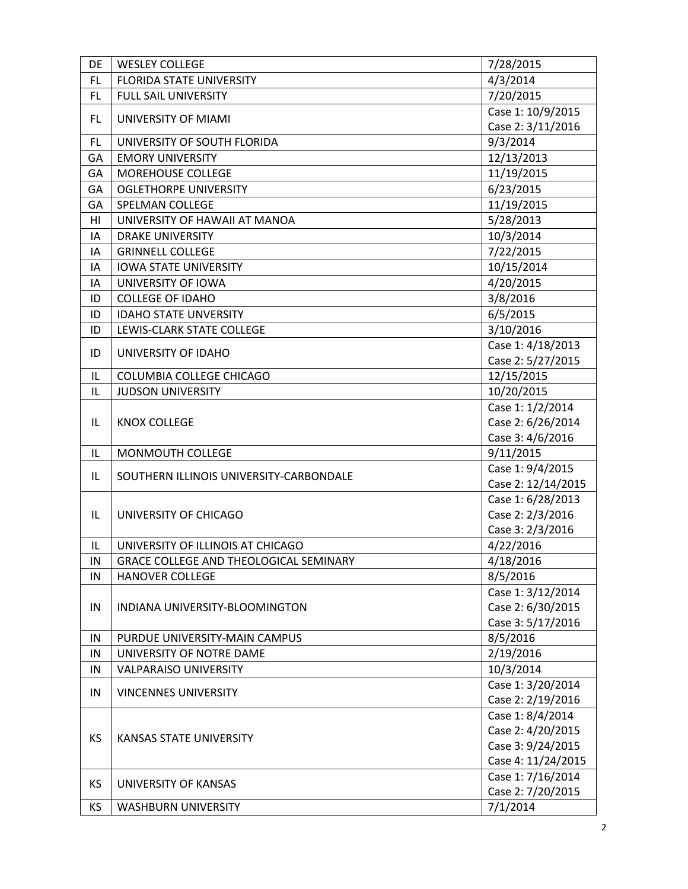| DE | WESLEY COLLEGE | 7/28/2015 |
|---|---|---|
| FL | FLORIDA STATE UNIVERSITY | 4/3/2014 |
| FL | FULL SAIL UNIVERSITY | 7/20/2015 |
| FL | UNIVERSITY OF MIAMI | Case 1: 10/9/2015<br>Case 2: 3/11/2016 |
| FL | UNIVERSITY OF SOUTH FLORIDA | 9/3/2014 |
| GA | EMORY UNIVERSITY | 12/13/2013 |
| GA | MOREHOUSE COLLEGE | 11/19/2015 |
| GA | OGLETHORPE UNIVERSITY | 6/23/2015 |
| GA | SPELMAN COLLEGE | 11/19/2015 |
| HI | UNIVERSITY OF HAWAII AT MANOA | 5/28/2013 |
| IA | DRAKE UNIVERSITY | 10/3/2014 |
| IA | GRINNELL COLLEGE | 7/22/2015 |
| IA | IOWA STATE UNIVERSITY | 10/15/2014 |
| IA | UNIVERSITY OF IOWA | 4/20/2015 |
| ID | COLLEGE OF IDAHO | 3/8/2016 |
| ID | IDAHO STATE UNVERSITY | 6/5/2015 |
| ID | LEWIS-CLARK STATE COLLEGE | 3/10/2016 |
| ID | UNIVERSITY OF IDAHO | Case 1: 4/18/2013<br>Case 2: 5/27/2015 |
| IL | COLUMBIA COLLEGE CHICAGO | 12/15/2015 |
| IL | JUDSON UNIVERSITY | 10/20/2015 |
| IL | KNOX COLLEGE | Case 1: 1/2/2014<br>Case 2: 6/26/2014<br>Case 3: 4/6/2016 |
| IL | MONMOUTH COLLEGE | 9/11/2015 |
| IL | SOUTHERN ILLINOIS UNIVERSITY-CARBONDALE | Case 1: 9/4/2015<br>Case 2: 12/14/2015 |
| IL | UNIVERSITY OF CHICAGO | Case 1: 6/28/2013<br>Case 2: 2/3/2016<br>Case 3: 2/3/2016 |
| IL | UNIVERSITY OF ILLINOIS AT CHICAGO | 4/22/2016 |
| IN | GRACE COLLEGE AND THEOLOGICAL SEMINARY | 4/18/2016 |
| IN | HANOVER COLLEGE | 8/5/2016 |
| IN | INDIANA UNIVERSITY-BLOOMINGTON | Case 1: 3/12/2014<br>Case 2: 6/30/2015<br>Case 3: 5/17/2016 |
| IN | PURDUE UNIVERSITY-MAIN CAMPUS | 8/5/2016 |
| IN | UNIVERSITY OF NOTRE DAME | 2/19/2016 |
| IN | VALPARAISO UNIVERSITY | 10/3/2014 |
| IN | VINCENNES UNIVERSITY | Case 1: 3/20/2014<br>Case 2: 2/19/2016 |
| KS | KANSAS STATE UNIVERSITY | Case 1: 8/4/2014<br>Case 2: 4/20/2015<br>Case 3: 9/24/2015<br>Case 4: 11/24/2015 |
| KS | UNIVERSITY OF KANSAS | Case 1: 7/16/2014<br>Case 2: 7/20/2015 |
| KS | WASHBURN UNIVERSITY | 7/1/2014 |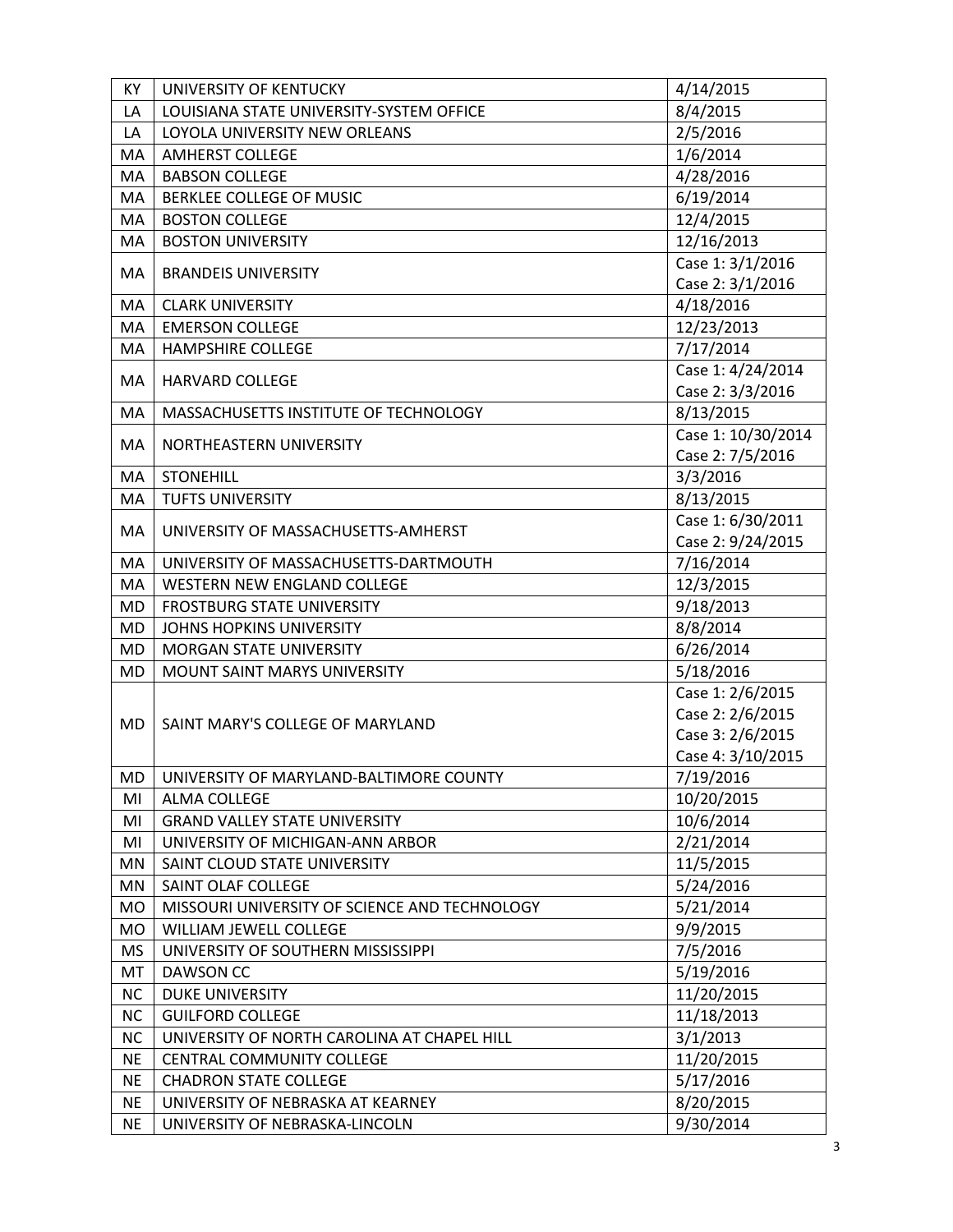| KY | UNIVERSITY OF KENTUCKY | 4/14/2015 |
|---|---|---|
| LA | LOUISIANA STATE UNIVERSITY-SYSTEM OFFICE | 8/4/2015 |
| LA | LOYOLA UNIVERSITY NEW ORLEANS | 2/5/2016 |
| MA | AMHERST COLLEGE | 1/6/2014 |
| MA | BABSON COLLEGE | 4/28/2016 |
| MA | BERKLEE COLLEGE OF MUSIC | 6/19/2014 |
| MA | BOSTON COLLEGE | 12/4/2015 |
| MA | BOSTON UNIVERSITY | 12/16/2013 |
| MA | BRANDEIS UNIVERSITY | Case 1: 3/1/2016<br>Case 2: 3/1/2016 |
| MA | CLARK UNIVERSITY | 4/18/2016 |
| MA | EMERSON COLLEGE | 12/23/2013 |
| MA | HAMPSHIRE COLLEGE | 7/17/2014 |
| MA | HARVARD COLLEGE | Case 1: 4/24/2014<br>Case 2: 3/3/2016 |
| MA | MASSACHUSETTS INSTITUTE OF TECHNOLOGY | 8/13/2015 |
| MA | NORTHEASTERN UNIVERSITY | Case 1: 10/30/2014<br>Case 2: 7/5/2016 |
| MA | STONEHILL | 3/3/2016 |
| MA | TUFTS UNIVERSITY | 8/13/2015 |
| MA | UNIVERSITY OF MASSACHUSETTS-AMHERST | Case 1: 6/30/2011<br>Case 2: 9/24/2015 |
| MA | UNIVERSITY OF MASSACHUSETTS-DARTMOUTH | 7/16/2014 |
| MA | WESTERN NEW ENGLAND COLLEGE | 12/3/2015 |
| MD | FROSTBURG STATE UNIVERSITY | 9/18/2013 |
| MD | JOHNS HOPKINS UNIVERSITY | 8/8/2014 |
| MD | MORGAN STATE UNIVERSITY | 6/26/2014 |
| MD | MOUNT SAINT MARYS UNIVERSITY | 5/18/2016 |
| MD | SAINT MARY'S COLLEGE OF MARYLAND | Case 1: 2/6/2015<br>Case 2: 2/6/2015<br>Case 3: 2/6/2015<br>Case 4: 3/10/2015 |
| MD | UNIVERSITY OF MARYLAND-BALTIMORE COUNTY | 7/19/2016 |
| MI | ALMA COLLEGE | 10/20/2015 |
| MI | GRAND VALLEY STATE UNIVERSITY | 10/6/2014 |
| MI | UNIVERSITY OF MICHIGAN-ANN ARBOR | 2/21/2014 |
| MN | SAINT CLOUD STATE UNIVERSITY | 11/5/2015 |
| MN | SAINT OLAF COLLEGE | 5/24/2016 |
| MO | MISSOURI UNIVERSITY OF SCIENCE AND TECHNOLOGY | 5/21/2014 |
| MO | WILLIAM JEWELL COLLEGE | 9/9/2015 |
| MS | UNIVERSITY OF SOUTHERN MISSISSIPPI | 7/5/2016 |
| MT | DAWSON CC | 5/19/2016 |
| NC | DUKE UNIVERSITY | 11/20/2015 |
| NC | GUILFORD COLLEGE | 11/18/2013 |
| NC | UNIVERSITY OF NORTH CAROLINA AT CHAPEL HILL | 3/1/2013 |
| NE | CENTRAL COMMUNITY COLLEGE | 11/20/2015 |
| NE | CHADRON STATE COLLEGE | 5/17/2016 |
| NE | UNIVERSITY OF NEBRASKA AT KEARNEY | 8/20/2015 |
| NE | UNIVERSITY OF NEBRASKA-LINCOLN | 9/30/2014 |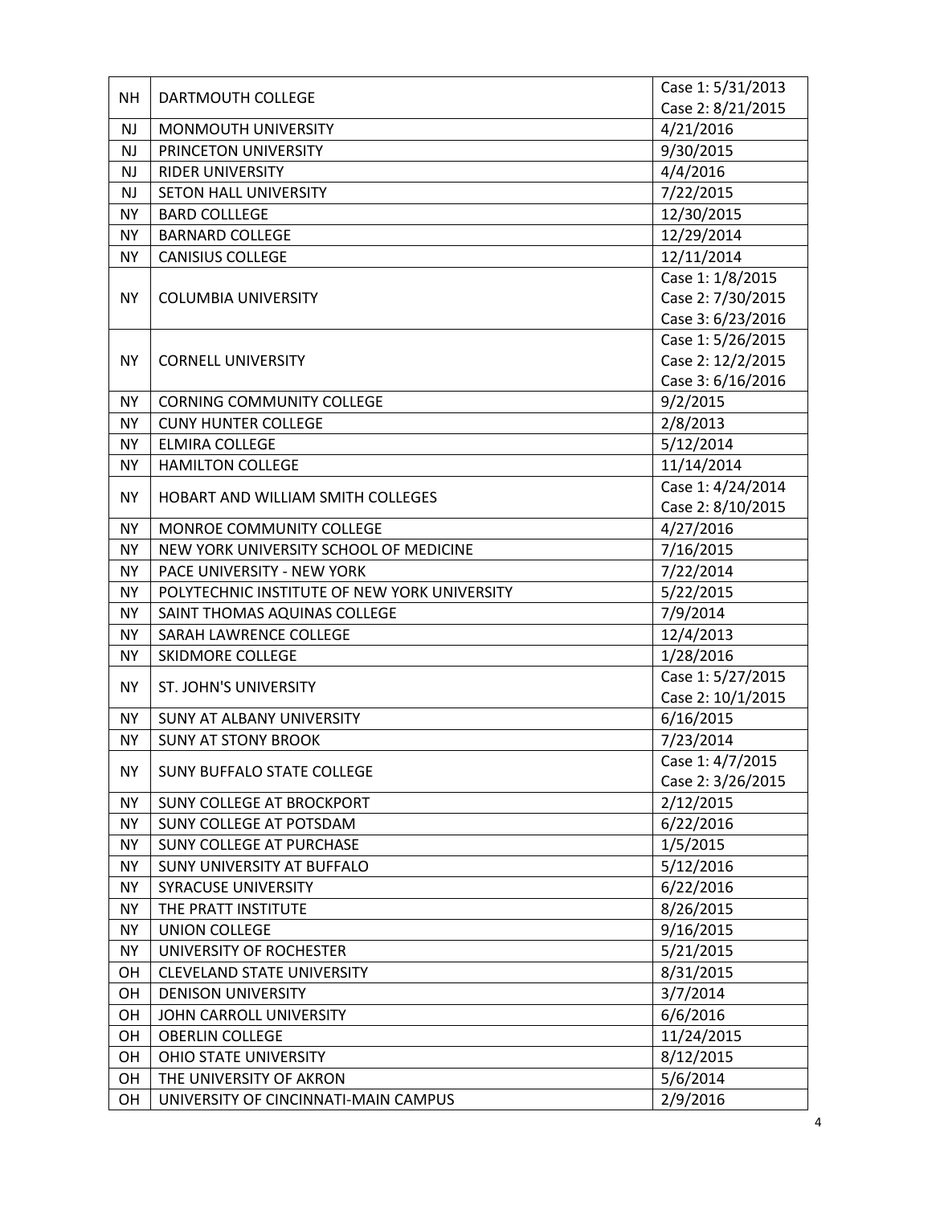| NH | DARTMOUTH COLLEGE | Case 1: 5/31/2013<br>Case 2: 8/21/2015 |
|---|---|---|
| NJ | MONMOUTH UNIVERSITY | 4/21/2016 |
| NJ | PRINCETON UNIVERSITY | 9/30/2015 |
| NJ | RIDER UNIVERSITY | 4/4/2016 |
| NJ | SETON HALL UNIVERSITY | 7/22/2015 |
| NY | BARD COLLLEGE | 12/30/2015 |
| NY | BARNARD COLLEGE | 12/29/2014 |
| NY | CANISIUS COLLEGE | 12/11/2014 |
| NY | COLUMBIA UNIVERSITY | Case 1: 1/8/2015<br>Case 2: 7/30/2015<br>Case 3: 6/23/2016 |
| NY | CORNELL UNIVERSITY | Case 1: 5/26/2015<br>Case 2: 12/2/2015<br>Case 3: 6/16/2016 |
| NY | CORNING COMMUNITY COLLEGE | 9/2/2015 |
| NY | CUNY HUNTER COLLEGE | 2/8/2013 |
| NY | ELMIRA COLLEGE | 5/12/2014 |
| NY | HAMILTON COLLEGE | 11/14/2014 |
| NY | HOBART AND WILLIAM SMITH COLLEGES | Case 1: 4/24/2014<br>Case 2: 8/10/2015 |
| NY | MONROE COMMUNITY COLLEGE | 4/27/2016 |
| NY | NEW YORK UNIVERSITY SCHOOL OF MEDICINE | 7/16/2015 |
| NY | PACE UNIVERSITY - NEW YORK | 7/22/2014 |
| NY | POLYTECHNIC INSTITUTE OF NEW YORK UNIVERSITY | 5/22/2015 |
| NY | SAINT THOMAS AQUINAS COLLEGE | 7/9/2014 |
| NY | SARAH LAWRENCE COLLEGE | 12/4/2013 |
| NY | SKIDMORE COLLEGE | 1/28/2016 |
| NY | ST. JOHN'S UNIVERSITY | Case 1: 5/27/2015<br>Case 2: 10/1/2015 |
| NY | SUNY AT ALBANY UNIVERSITY | 6/16/2015 |
| NY | SUNY AT STONY BROOK | 7/23/2014 |
| NY | SUNY BUFFALO STATE COLLEGE | Case 1: 4/7/2015<br>Case 2: 3/26/2015 |
| NY | SUNY COLLEGE AT BROCKPORT | 2/12/2015 |
| NY | SUNY COLLEGE AT POTSDAM | 6/22/2016 |
| NY | SUNY COLLEGE AT PURCHASE | 1/5/2015 |
| NY | SUNY UNIVERSITY AT BUFFALO | 5/12/2016 |
| NY | SYRACUSE UNIVERSITY | 6/22/2016 |
| NY | THE PRATT INSTITUTE | 8/26/2015 |
| NY | UNION COLLEGE | 9/16/2015 |
| NY | UNIVERSITY OF ROCHESTER | 5/21/2015 |
| OH | CLEVELAND STATE UNIVERSITY | 8/31/2015 |
| OH | DENISON UNIVERSITY | 3/7/2014 |
| OH | JOHN CARROLL UNIVERSITY | 6/6/2016 |
| OH | OBERLIN COLLEGE | 11/24/2015 |
| OH | OHIO STATE UNIVERSITY | 8/12/2015 |
| OH | THE UNIVERSITY OF AKRON | 5/6/2014 |
| OH | UNIVERSITY OF CINCINNATI-MAIN CAMPUS | 2/9/2016 |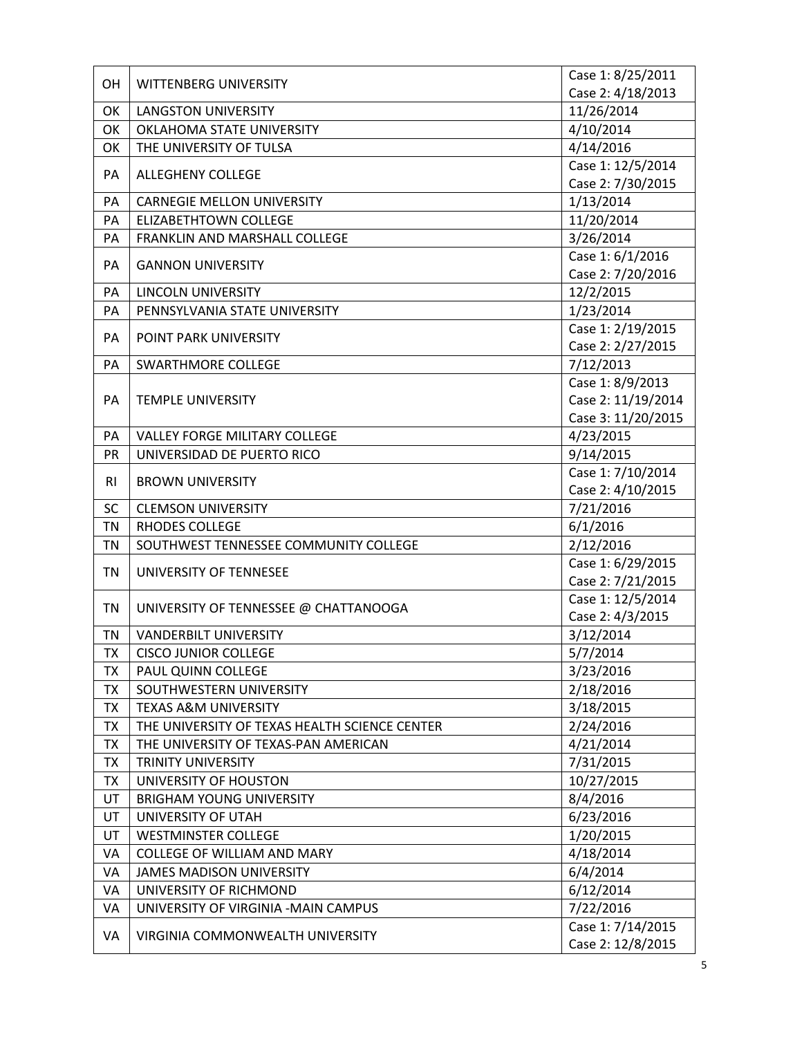| OH | WITTENBERG UNIVERSITY | Case 1: 8/25/2011<br>Case 2: 4/18/2013 |
|---|---|---|
| OK | LANGSTON UNIVERSITY | 11/26/2014 |
| OK | OKLAHOMA STATE UNIVERSITY | 4/10/2014 |
| OK | THE UNIVERSITY OF TULSA | 4/14/2016 |
| PA | ALLEGHENY COLLEGE | Case 1: 12/5/2014<br>Case 2: 7/30/2015 |
| PA | CARNEGIE MELLON UNIVERSITY | 1/13/2014 |
| PA | ELIZABETHTOWN COLLEGE | 11/20/2014 |
| PA | FRANKLIN AND MARSHALL COLLEGE | 3/26/2014 |
| PA | GANNON UNIVERSITY | Case 1: 6/1/2016<br>Case 2: 7/20/2016 |
| PA | LINCOLN UNIVERSITY | 12/2/2015 |
| PA | PENNSYLVANIA STATE UNIVERSITY | 1/23/2014 |
| PA | POINT PARK UNIVERSITY | Case 1: 2/19/2015<br>Case 2: 2/27/2015 |
| PA | SWARTHMORE COLLEGE | 7/12/2013 |
| PA | TEMPLE UNIVERSITY | Case 1: 8/9/2013<br>Case 2: 11/19/2014<br>Case 3: 11/20/2015 |
| PA | VALLEY FORGE MILITARY COLLEGE | 4/23/2015 |
| PR | UNIVERSIDAD DE PUERTO RICO | 9/14/2015 |
| RI | BROWN UNIVERSITY | Case 1: 7/10/2014<br>Case 2: 4/10/2015 |
| SC | CLEMSON UNIVERSITY | 7/21/2016 |
| TN | RHODES COLLEGE | 6/1/2016 |
| TN | SOUTHWEST TENNESSEE COMMUNITY COLLEGE | 2/12/2016 |
| TN | UNIVERSITY OF TENNESEE | Case 1: 6/29/2015<br>Case 2: 7/21/2015 |
| TN | UNIVERSITY OF TENNESSEE @ CHATTANOOGA | Case 1: 12/5/2014<br>Case 2: 4/3/2015 |
| TN | VANDERBILT UNIVERSITY | 3/12/2014 |
| TX | CISCO JUNIOR COLLEGE | 5/7/2014 |
| TX | PAUL QUINN COLLEGE | 3/23/2016 |
| TX | SOUTHWESTERN UNIVERSITY | 2/18/2016 |
| TX | TEXAS A&M UNIVERSITY | 3/18/2015 |
| TX | THE UNIVERSITY OF TEXAS HEALTH SCIENCE CENTER | 2/24/2016 |
| TX | THE UNIVERSITY OF TEXAS-PAN AMERICAN | 4/21/2014 |
| TX | TRINITY UNIVERSITY | 7/31/2015 |
| TX | UNIVERSITY OF HOUSTON | 10/27/2015 |
| UT | BRIGHAM YOUNG UNIVERSITY | 8/4/2016 |
| UT | UNIVERSITY OF UTAH | 6/23/2016 |
| UT | WESTMINSTER COLLEGE | 1/20/2015 |
| VA | COLLEGE OF WILLIAM AND MARY | 4/18/2014 |
| VA | JAMES MADISON UNIVERSITY | 6/4/2014 |
| VA | UNIVERSITY OF RICHMOND | 6/12/2014 |
| VA | UNIVERSITY OF VIRGINIA -MAIN CAMPUS | 7/22/2016 |
| VA | VIRGINIA COMMONWEALTH UNIVERSITY | Case 1: 7/14/2015<br>Case 2: 12/8/2015 |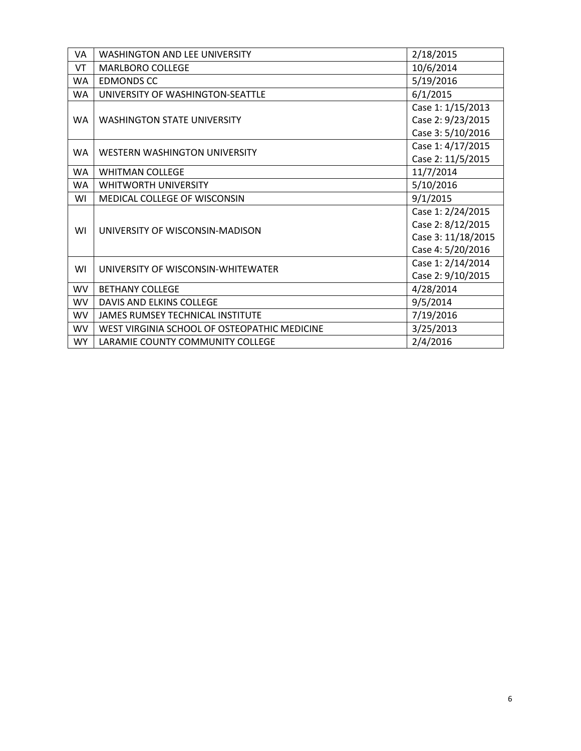| | | |
|---|---|---|
| VA | WASHINGTON AND LEE UNIVERSITY | 2/18/2015 |
| VT | MARLBORO COLLEGE | 10/6/2014 |
| WA | EDMONDS CC | 5/19/2016 |
| WA | UNIVERSITY OF WASHINGTON-SEATTLE | 6/1/2015 |
| WA | WASHINGTON STATE UNIVERSITY | Case 1: 1/15/2013<br>Case 2: 9/23/2015<br>Case 3: 5/10/2016 |
| WA | WESTERN WASHINGTON UNIVERSITY | Case 1: 4/17/2015<br>Case 2: 11/5/2015 |
| WA | WHITMAN COLLEGE | 11/7/2014 |
| WA | WHITWORTH UNIVERSITY | 5/10/2016 |
| WI | MEDICAL COLLEGE OF WISCONSIN | 9/1/2015 |
| WI | UNIVERSITY OF WISCONSIN-MADISON | Case 1: 2/24/2015<br>Case 2: 8/12/2015<br>Case 3: 11/18/2015<br>Case 4: 5/20/2016 |
| WI | UNIVERSITY OF WISCONSIN-WHITEWATER | Case 1: 2/14/2014<br>Case 2: 9/10/2015 |
| WV | BETHANY COLLEGE | 4/28/2014 |
| WV | DAVIS AND ELKINS COLLEGE | 9/5/2014 |
| WV | JAMES RUMSEY TECHNICAL INSTITUTE | 7/19/2016 |
| WV | WEST VIRGINIA SCHOOL OF OSTEOPATHIC MEDICINE | 3/25/2013 |
| WY | LARAMIE COUNTY COMMUNITY COLLEGE | 2/4/2016 |